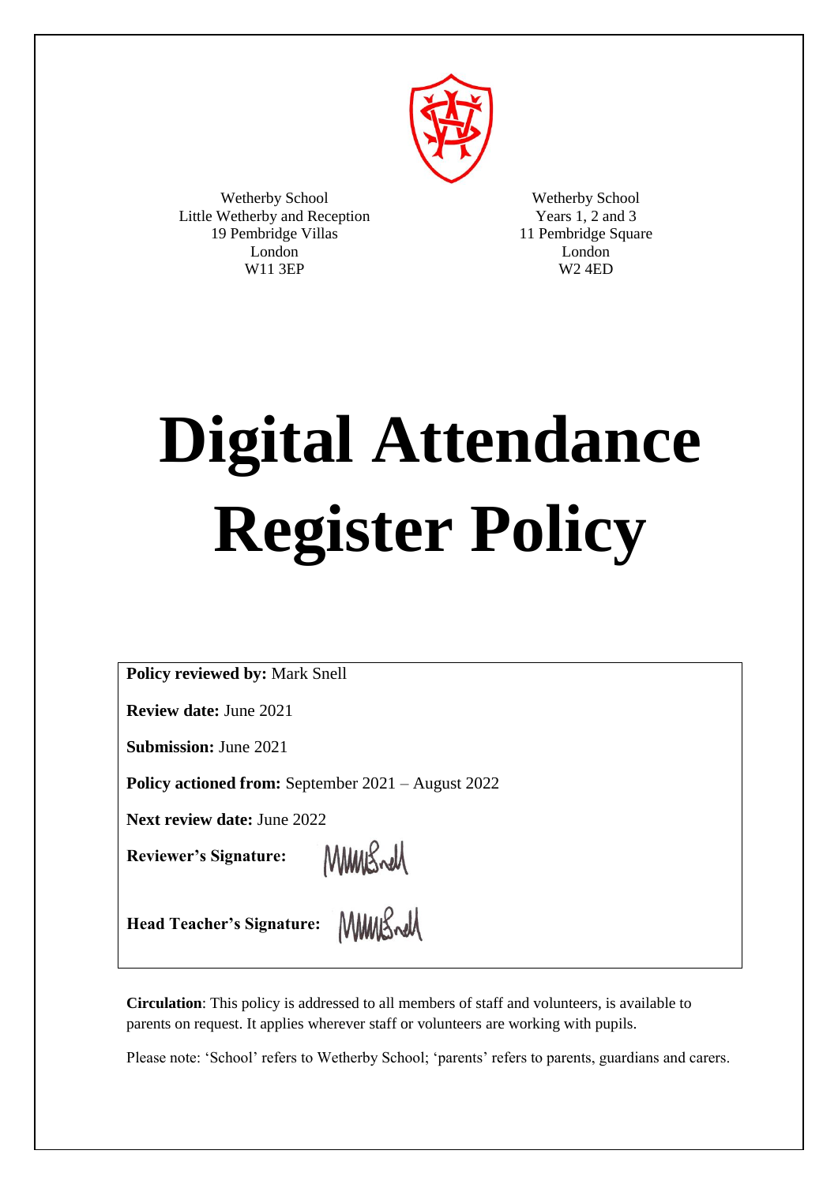Wetherby School
Little Wetherby and Reception
19 Pembridge Villas
London
W11 3EP

Wetherby School
Years 1, 2 and 3
11 Pembridge Square
London
W2 4ED

# Digital Attendance Register Policy

**Policy reviewed by:** Mark Snell

**Review date:** June 2021

**Submission:** June 2021

**Policy actioned from:** September 2021 – August 2022

**Next review date:** June 2022

**Reviewer's Signature:**

**Head Teacher's Signature:**

**Circulation**: This policy is addressed to all members of staff and volunteers, is available to parents on request. It applies wherever staff or volunteers are working with pupils.

Please note: 'School' refers to Wetherby School; 'parents' refers to parents, guardians and carers.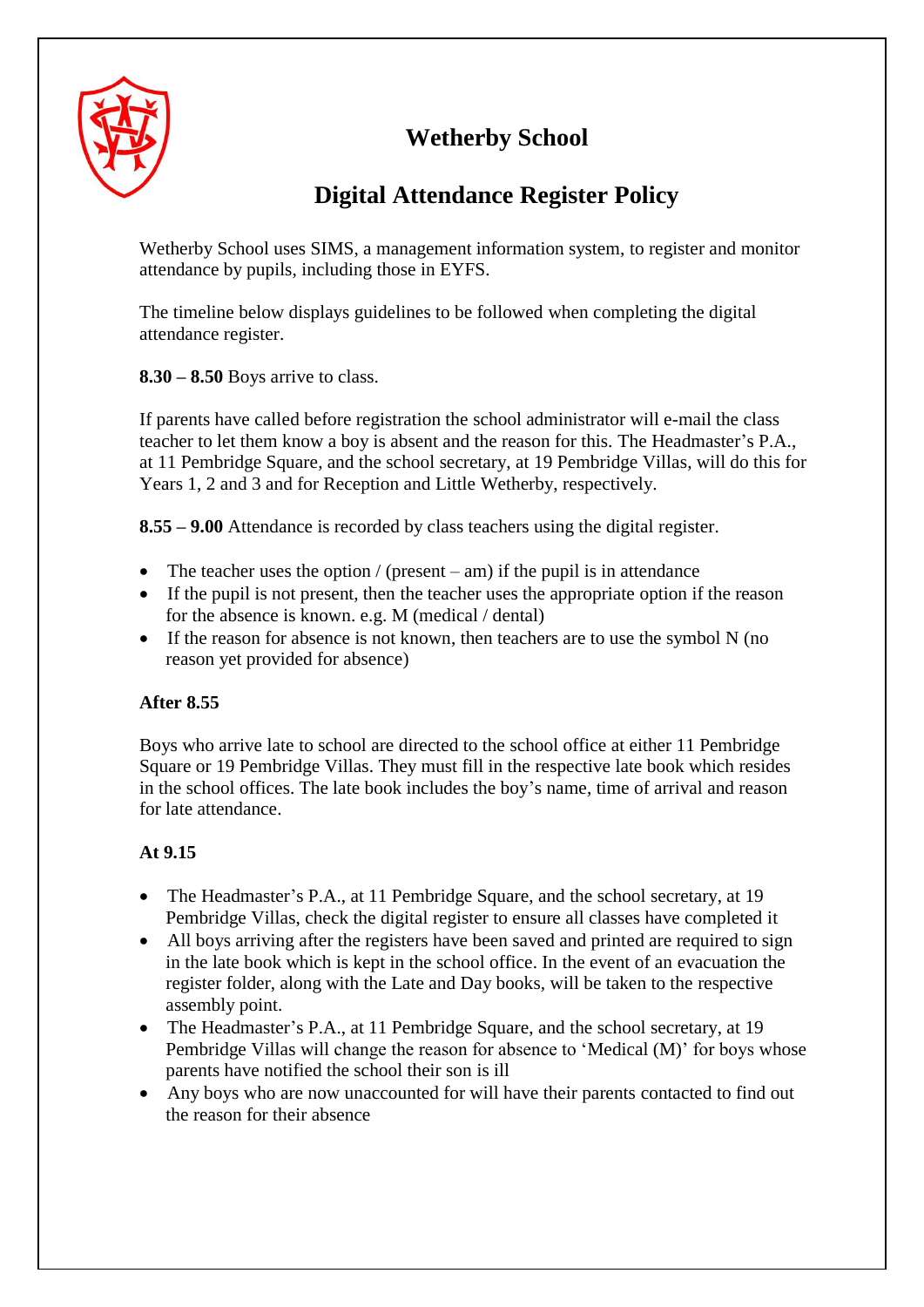# Wetherby School

## Digital Attendance Register Policy

Wetherby School uses SIMS, a management information system, to register and monitor attendance by pupils, including those in EYFS.

The timeline below displays guidelines to be followed when completing the digital attendance register.

**8.30 – 8.50** Boys arrive to class.

If parents have called before registration the school administrator will e-mail the class teacher to let them know a boy is absent and the reason for this. The Headmaster's P.A., at 11 Pembridge Square, and the school secretary, at 19 Pembridge Villas, will do this for Years 1, 2 and 3 and for Reception and Little Wetherby, respectively.

**8.55 – 9.00** Attendance is recorded by class teachers using the digital register.

- The teacher uses the option / (present – am) if the pupil is in attendance
- If the pupil is not present, then the teacher uses the appropriate option if the reason for the absence is known. e.g. M (medical / dental)
- If the reason for absence is not known, then teachers are to use the symbol N (no reason yet provided for absence)

**After 8.55**

Boys who arrive late to school are directed to the school office at either 11 Pembridge Square or 19 Pembridge Villas. They must fill in the respective late book which resides in the school offices. The late book includes the boy's name, time of arrival and reason for late attendance.

**At 9.15**

- The Headmaster's P.A., at 11 Pembridge Square, and the school secretary, at 19 Pembridge Villas, check the digital register to ensure all classes have completed it
- All boys arriving after the registers have been saved and printed are required to sign in the late book which is kept in the school office. In the event of an evacuation the register folder, along with the Late and Day books, will be taken to the respective assembly point.
- The Headmaster's P.A., at 11 Pembridge Square, and the school secretary, at 19 Pembridge Villas will change the reason for absence to 'Medical (M)' for boys whose parents have notified the school their son is ill
- Any boys who are now unaccounted for will have their parents contacted to find out the reason for their absence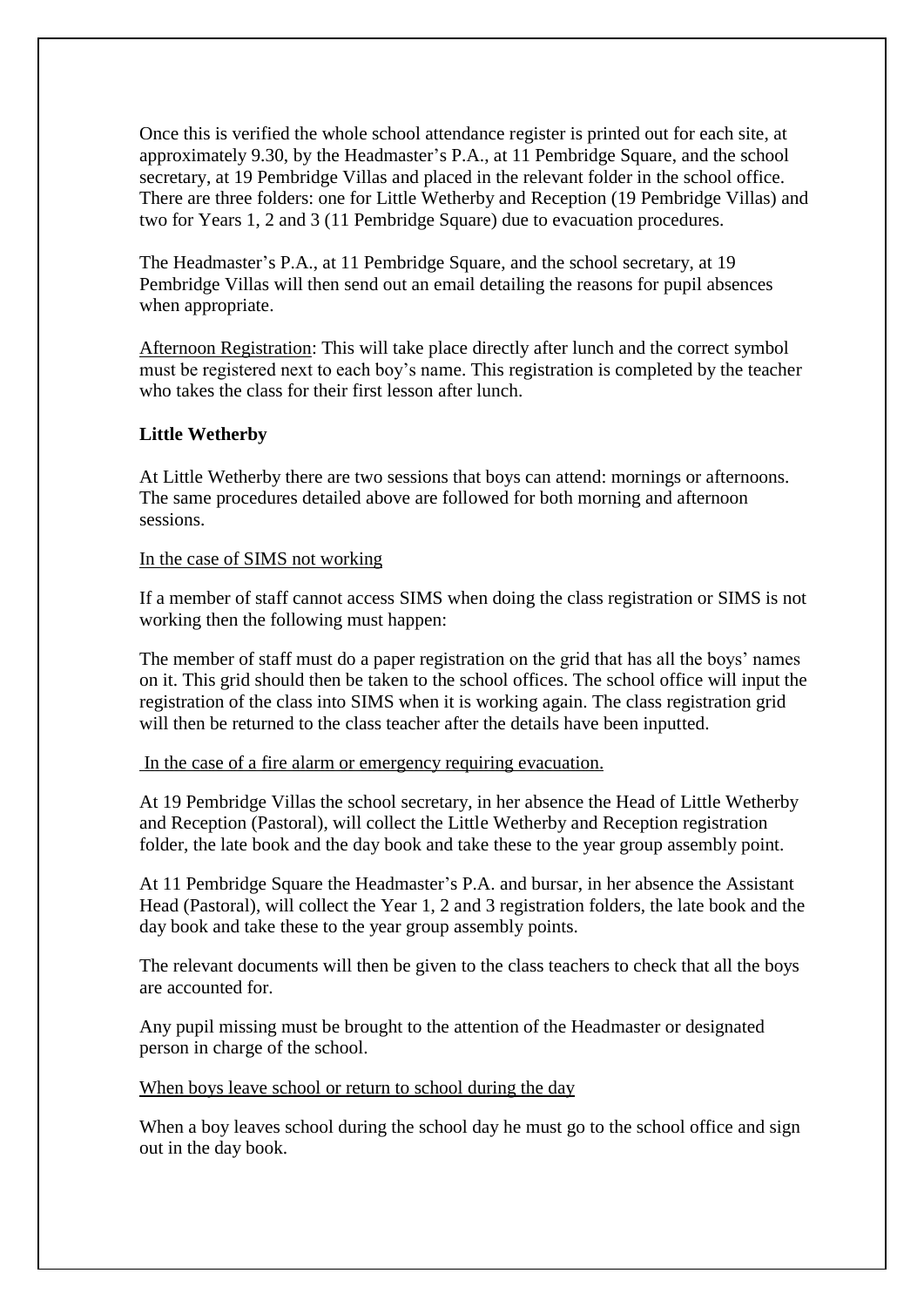Once this is verified the whole school attendance register is printed out for each site, at approximately 9.30, by the Headmaster's P.A., at 11 Pembridge Square, and the school secretary, at 19 Pembridge Villas and placed in the relevant folder in the school office. There are three folders: one for Little Wetherby and Reception (19 Pembridge Villas) and two for Years 1, 2 and 3 (11 Pembridge Square) due to evacuation procedures.

The Headmaster's P.A., at 11 Pembridge Square, and the school secretary, at 19 Pembridge Villas will then send out an email detailing the reasons for pupil absences when appropriate.

<u>Afternoon Registration</u>: This will take place directly after lunch and the correct symbol must be registered next to each boy's name. This registration is completed by the teacher who takes the class for their first lesson after lunch.

**Little Wetherby**

At Little Wetherby there are two sessions that boys can attend: mornings or afternoons. The same procedures detailed above are followed for both morning and afternoon sessions.

<u>In the case of SIMS not working</u>

If a member of staff cannot access SIMS when doing the class registration or SIMS is not working then the following must happen:

The member of staff must do a paper registration on the grid that has all the boys' names on it. This grid should then be taken to the school offices. The school office will input the registration of the class into SIMS when it is working again. The class registration grid will then be returned to the class teacher after the details have been inputted.

<u>In the case of a fire alarm or emergency requiring evacuation.</u>

At 19 Pembridge Villas the school secretary, in her absence the Head of Little Wetherby and Reception (Pastoral), will collect the Little Wetherby and Reception registration folder, the late book and the day book and take these to the year group assembly point.

At 11 Pembridge Square the Headmaster's P.A. and bursar, in her absence the Assistant Head (Pastoral), will collect the Year 1, 2 and 3 registration folders, the late book and the day book and take these to the year group assembly points.

The relevant documents will then be given to the class teachers to check that all the boys are accounted for.

Any pupil missing must be brought to the attention of the Headmaster or designated person in charge of the school.

<u>When boys leave school or return to school during the day</u>

When a boy leaves school during the school day he must go to the school office and sign out in the day book.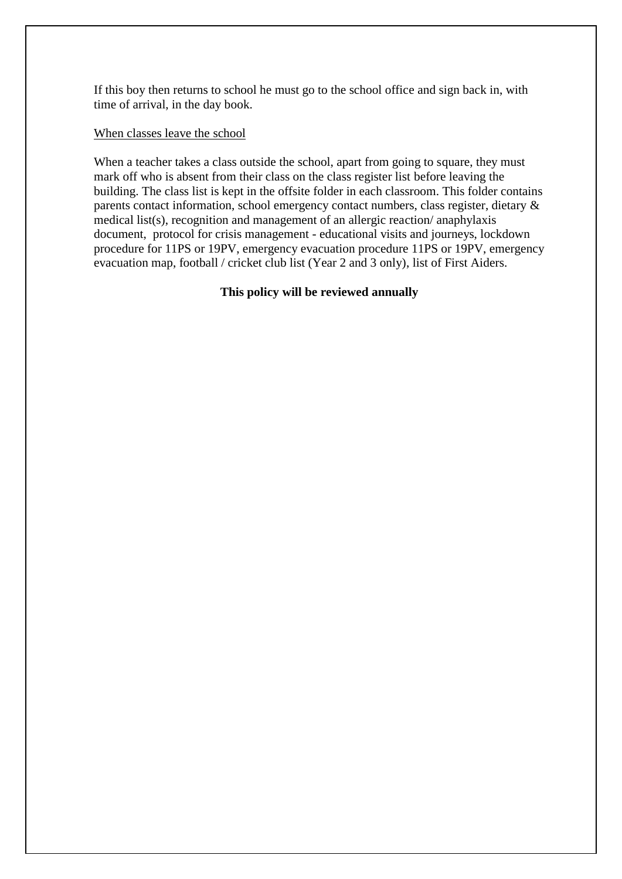If this boy then returns to school he must go to the school office and sign back in, with time of arrival, in the day book.

<u>When classes leave the school</u>

When a teacher takes a class outside the school, apart from going to square, they must mark off who is absent from their class on the class register list before leaving the building. The class list is kept in the offsite folder in each classroom. This folder contains parents contact information, school emergency contact numbers, class register, dietary & medical list(s), recognition and management of an allergic reaction/ anaphylaxis document, protocol for crisis management - educational visits and journeys, lockdown procedure for 11PS or 19PV, emergency evacuation procedure 11PS or 19PV, emergency evacuation map, football / cricket club list (Year 2 and 3 only), list of First Aiders.

**This policy will be reviewed annually**